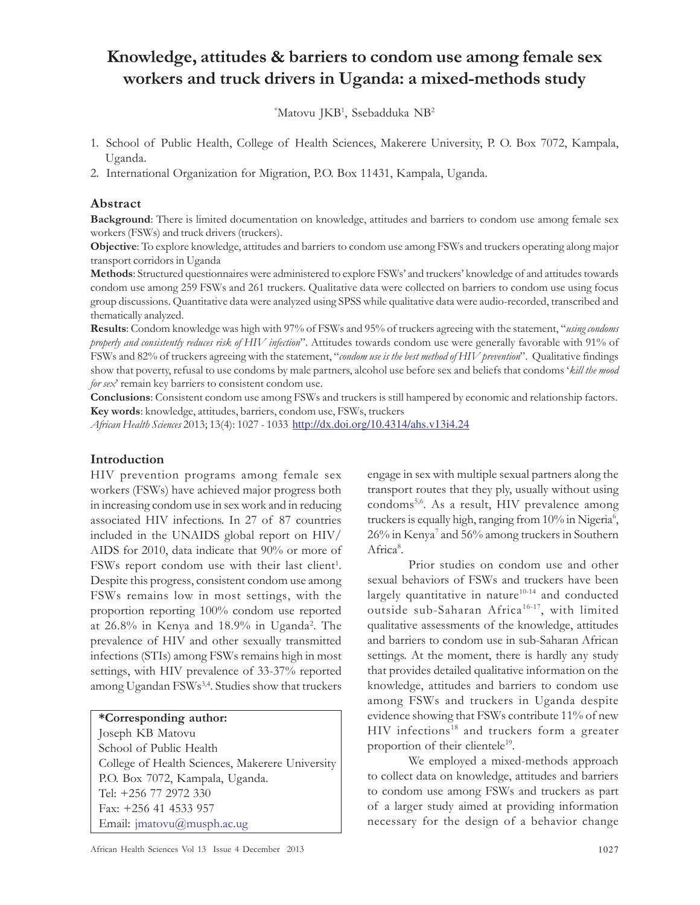# Knowledge, attitudes & barriers to condom use among female sex workers and truck drivers in Uganda: a mixed-methods study

*Matovu JKB[1], Ssebadduka NB[2]

1. School of Public Health, College of Health Sciences, Makerere University, P. O. Box 7072, Kampala, Uganda.
2. International Organization for Migration, P.O. Box 11431, Kampala, Uganda.

## Abstract

**Background**: There is limited documentation on knowledge, attitudes and barriers to condom use among female sex workers (FSWs) and truck drivers (truckers).

**Objective**: To explore knowledge, attitudes and barriers to condom use among FSWs and truckers operating along major transport corridors in Uganda

**Methods**: Structured questionnaires were administered to explore FSWs' and truckers' knowledge of and attitudes towards condom use among 259 FSWs and 261 truckers. Qualitative data were collected on barriers to condom use using focus group discussions. Quantitative data were analyzed using SPSS while qualitative data were audio-recorded, transcribed and thematically analyzed.

**Results**: Condom knowledge was high with 97% of FSWs and 95% of truckers agreeing with the statement, "*using condoms properly and consistently reduces risk of HIV infection*". Attitudes towards condom use were generally favorable with 91% of FSWs and 82% of truckers agreeing with the statement, "*condom use is the best method of HIV prevention*". Qualitative findings show that poverty, refusal to use condoms by male partners, alcohol use before sex and beliefs that condoms '*kill the mood for sex*' remain key barriers to consistent condom use.

**Conclusions**: Consistent condom use among FSWs and truckers is still hampered by economic and relationship factors.

**Key words**: knowledge, attitudes, barriers, condom use, FSWs, truckers

*African Health Sciences* 2013; 13(4): 1027 - 1033 http://dx.doi.org/10.4314/ahs.v13i4.24

## Introduction

HIV prevention programs among female sex workers (FSWs) have achieved major progress both in increasing condom use in sex work and in reducing associated HIV infections. In 27 of 87 countries included in the UNAIDS global report on HIV/AIDS for 2010, data indicate that 90% or more of FSWs report condom use with their last client[1]. Despite this progress, consistent condom use among FSWs remains low in most settings, with the proportion reporting 100% condom use reported at 26.8% in Kenya and 18.9% in Uganda[2]. The prevalence of HIV and other sexually transmitted infections (STIs) among FSWs remains high in most settings, with HIV prevalence of 33-37% reported among Ugandan FSWs[3,4]. Studies show that truckers engage in sex with multiple sexual partners along the transport routes that they ply, usually without using condoms[5,6]. As a result, HIV prevalence among truckers is equally high, ranging from 10% in Nigeria[6], 26% in Kenya[7] and 56% among truckers in Southern Africa[8].

Prior studies on condom use and other sexual behaviors of FSWs and truckers have been largely quantitative in nature[10-14] and conducted outside sub-Saharan Africa[16-17], with limited qualitative assessments of the knowledge, attitudes and barriers to condom use in sub-Saharan African settings. At the moment, there is hardly any study that provides detailed qualitative information on the knowledge, attitudes and barriers to condom use among FSWs and truckers in Uganda despite evidence showing that FSWs contribute 11% of new HIV infections[18] and truckers form a greater proportion of their clientele[19].

We employed a mixed-methods approach to collect data on knowledge, attitudes and barriers to condom use among FSWs and truckers as part of a larger study aimed at providing information necessary for the design of a behavior change

**\*Corresponding author:**
Joseph KB Matovu
School of Public Health
College of Health Sciences, Makerere University
P.O. Box 7072, Kampala, Uganda.
Tel: +256 77 2972 330
Fax: +256 41 4533 957
Email: jmatovu@musph.ac.ug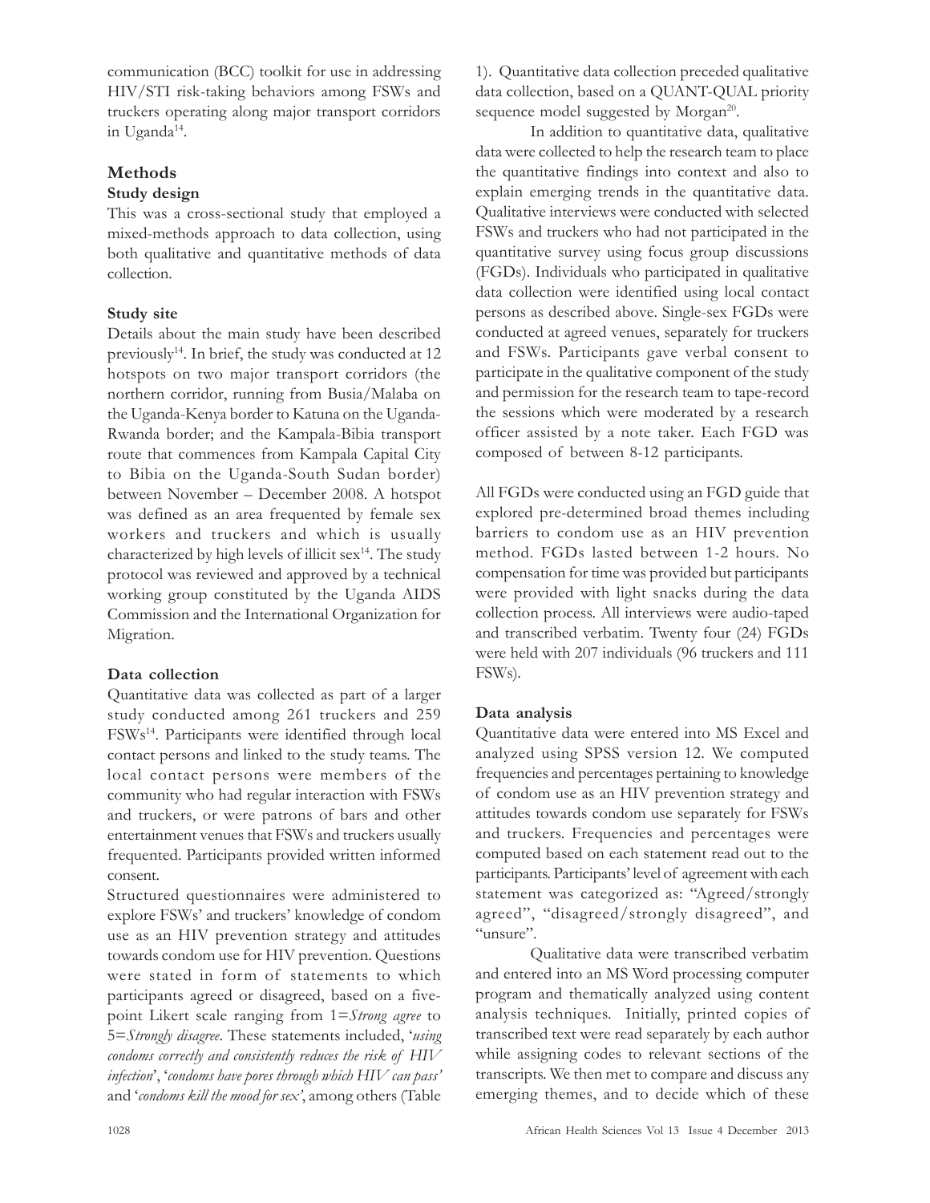communication (BCC) toolkit for use in addressing HIV/STI risk-taking behaviors among FSWs and truckers operating along major transport corridors in Uganda[14].

## Methods

### Study design

This was a cross-sectional study that employed a mixed-methods approach to data collection, using both qualitative and quantitative methods of data collection.

### Study site

Details about the main study have been described previously[14]. In brief, the study was conducted at 12 hotspots on two major transport corridors (the northern corridor, running from Busia/Malaba on the Uganda-Kenya border to Katuna on the Uganda-Rwanda border; and the Kampala-Bibia transport route that commences from Kampala Capital City to Bibia on the Uganda-South Sudan border) between November – December 2008. A hotspot was defined as an area frequented by female sex workers and truckers and which is usually characterized by high levels of illicit sex[14]. The study protocol was reviewed and approved by a technical working group constituted by the Uganda AIDS Commission and the International Organization for Migration.

### Data collection

Quantitative data was collected as part of a larger study conducted among 261 truckers and 259 FSWs[14]. Participants were identified through local contact persons and linked to the study teams. The local contact persons were members of the community who had regular interaction with FSWs and truckers, or were patrons of bars and other entertainment venues that FSWs and truckers usually frequented. Participants provided written informed consent.

Structured questionnaires were administered to explore FSWs' and truckers' knowledge of condom use as an HIV prevention strategy and attitudes towards condom use for HIV prevention. Questions were stated in form of statements to which participants agreed or disagreed, based on a five-point Likert scale ranging from 1=*Strong agree* to 5=*Strongly disagree*. These statements included, '*using condoms correctly and consistently reduces the risk of HIV infection*', '*condoms have pores through which HIV can pass'* and '*condoms kill the mood for sex'*, among others (Table 1). Quantitative data collection preceded qualitative data collection, based on a QUANT-QUAL priority sequence model suggested by Morgan[20].

In addition to quantitative data, qualitative data were collected to help the research team to place the quantitative findings into context and also to explain emerging trends in the quantitative data. Qualitative interviews were conducted with selected FSWs and truckers who had not participated in the quantitative survey using focus group discussions (FGDs). Individuals who participated in qualitative data collection were identified using local contact persons as described above. Single-sex FGDs were conducted at agreed venues, separately for truckers and FSWs. Participants gave verbal consent to participate in the qualitative component of the study and permission for the research team to tape-record the sessions which were moderated by a research officer assisted by a note taker. Each FGD was composed of between 8-12 participants.

All FGDs were conducted using an FGD guide that explored pre-determined broad themes including barriers to condom use as an HIV prevention method. FGDs lasted between 1-2 hours. No compensation for time was provided but participants were provided with light snacks during the data collection process. All interviews were audio-taped and transcribed verbatim. Twenty four (24) FGDs were held with 207 individuals (96 truckers and 111 FSWs).

### Data analysis

Quantitative data were entered into MS Excel and analyzed using SPSS version 12. We computed frequencies and percentages pertaining to knowledge of condom use as an HIV prevention strategy and attitudes towards condom use separately for FSWs and truckers. Frequencies and percentages were computed based on each statement read out to the participants. Participants' level of agreement with each statement was categorized as: "Agreed/strongly agreed", "disagreed/strongly disagreed", and "unsure".

Qualitative data were transcribed verbatim and entered into an MS Word processing computer program and thematically analyzed using content analysis techniques. Initially, printed copies of transcribed text were read separately by each author while assigning codes to relevant sections of the transcripts. We then met to compare and discuss any emerging themes, and to decide which of these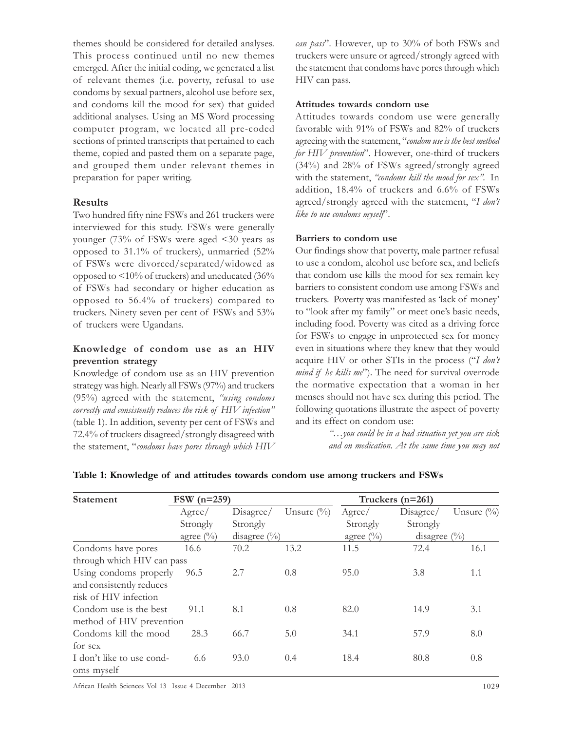themes should be considered for detailed analyses. This process continued until no new themes emerged. After the initial coding, we generated a list of relevant themes (i.e. poverty, refusal to use condoms by sexual partners, alcohol use before sex, and condoms kill the mood for sex) that guided additional analyses. Using an MS Word processing computer program, we located all pre-coded sections of printed transcripts that pertained to each theme, copied and pasted them on a separate page, and grouped them under relevant themes in preparation for paper writing.

## Results

Two hundred fifty nine FSWs and 261 truckers were interviewed for this study. FSWs were generally younger (73% of FSWs were aged <30 years as opposed to 31.1% of truckers), unmarried (52% of FSWs were divorced/separated/widowed as opposed to <10% of truckers) and uneducated (36% of FSWs had secondary or higher education as opposed to 56.4% of truckers) compared to truckers. Ninety seven per cent of FSWs and 53% of truckers were Ugandans.

### Knowledge of condom use as an HIV prevention strategy

Knowledge of condom use as an HIV prevention strategy was high. Nearly all FSWs (97%) and truckers (95%) agreed with the statement, *"using condoms correctly and consistently reduces the risk of HIV infection"* (table 1). In addition, seventy per cent of FSWs and 72.4% of truckers disagreed/strongly disagreed with the statement, "*condoms have pores through which HIV can pass*". However, up to 30% of both FSWs and truckers were unsure or agreed/strongly agreed with the statement that condoms have pores through which HIV can pass.

### Attitudes towards condom use

Attitudes towards condom use were generally favorable with 91% of FSWs and 82% of truckers agreeing with the statement, "*condom use is the best method for HIV prevention*". However, one-third of truckers (34%) and 28% of FSWs agreed/strongly agreed with the statement, *"condoms kill the mood for sex"*. In addition, 18.4% of truckers and 6.6% of FSWs agreed/strongly agreed with the statement, "*I don't like to use condoms myself*".

### Barriers to condom use

Our findings show that poverty, male partner refusal to use a condom, alcohol use before sex, and beliefs that condom use kills the mood for sex remain key barriers to consistent condom use among FSWs and truckers. Poverty was manifested as 'lack of money' to "look after my family" or meet one's basic needs, including food. Poverty was cited as a driving force for FSWs to engage in unprotected sex for money even in situations where they knew that they would acquire HIV or other STIs in the process ("*I don't mind if he kills me*"). The need for survival overrode the normative expectation that a woman in her menses should not have sex during this period. The following quotations illustrate the aspect of poverty and its effect on condom use:

> *"…you could be in a bad situation yet you are sick and on medication. At the same time you may not*

**Table 1: Knowledge of and attitudes towards condom use among truckers and FSWs**

| Statement | FSW (n=259) | | | Truckers (n=261) | | |
|---|---|---|---|---|---|---|
| | Agree/ Strongly agree (%) | Disagree/ Strongly disagree (%) | Unsure (%) | Agree/ Strongly agree (%) | Disagree/ Strongly disagree (%) | Unsure (%) |
| Condoms have pores through which HIV can pass | 16.6 | 70.2 | 13.2 | 11.5 | 72.4 | 16.1 |
| Using condoms properly and consistently reduces risk of HIV infection | 96.5 | 2.7 | 0.8 | 95.0 | 3.8 | 1.1 |
| Condom use is the best method of HIV prevention | 91.1 | 8.1 | 0.8 | 82.0 | 14.9 | 3.1 |
| Condoms kill the mood for sex | 28.3 | 66.7 | 5.0 | 34.1 | 57.9 | 8.0 |
| I don't like to use condoms myself | 6.6 | 93.0 | 0.4 | 18.4 | 80.8 | 0.8 |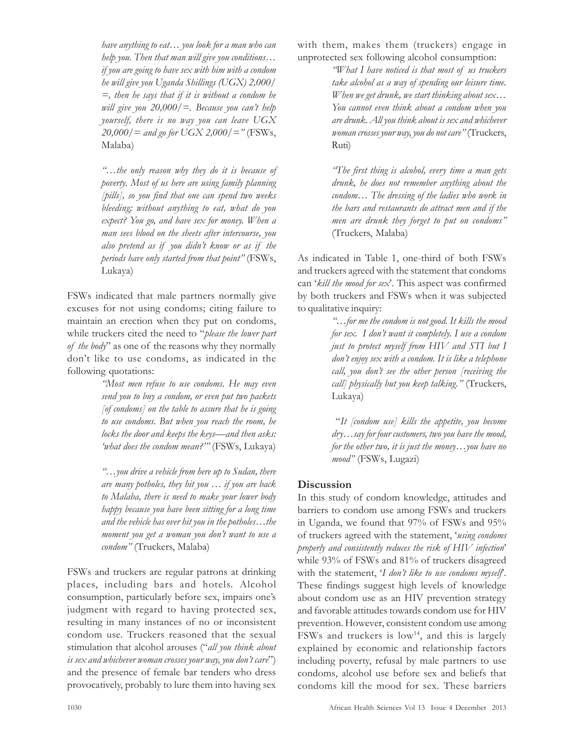> *have anything to eat… you look for a man who can help you. Then that man will give you conditions… if you are going to have sex with him with a condom he will give you Uganda Shillings (UGX) 2,000/=, then he says that if it is without a condom he will give you 20,000/=. Because you can't help yourself, there is no way you can leave UGX 20,000/= and go for UGX 2,000/="* (FSWs, Malaba)

> *"…the only reason why they do it is because of poverty. Most of us here are using family planning [pills], so you find that one can spend two weeks bleeding; without anything to eat, what do you expect? You go, and have sex for money. When a man sees blood on the sheets after intercourse, you also pretend as if you didn't know or as if the periods have only started from that point"* (FSWs, Lukaya)

FSWs indicated that male partners normally give excuses for not using condoms; citing failure to maintain an erection when they put on condoms, while truckers cited the need to "*please the lower part of the body*" as one of the reasons why they normally don't like to use condoms, as indicated in the following quotations:

> *"Most men refuse to use condoms. He may even send you to buy a condom, or even put two packets [of condoms] on the table to assure that he is going to use condoms. But when you reach the room, he locks the door and keeps the keys—and then asks: 'what does the condom mean?'"* (FSWs, Lukaya)

> *"…you drive a vehicle from here up to Sudan, there are many potholes, they hit you … if you are back to Malaba, there is need to make your lower body happy because you have been sitting for a long time and the vehicle has over hit you in the potholes…the moment you get a woman you don't want to use a condom"* (Truckers, Malaba)

FSWs and truckers are regular patrons at drinking places, including bars and hotels. Alcohol consumption, particularly before sex, impairs one's judgment with regard to having protected sex, resulting in many instances of no or inconsistent condom use. Truckers reasoned that the sexual stimulation that alcohol arouses ("*all you think about is sex and whichever woman crosses your way, you don't care*") and the presence of female bar tenders who dress provocatively, probably to lure them into having sex with them, makes them (truckers) engage in unprotected sex following alcohol consumption:

> *"What I have noticed is that most of us truckers take alcohol as a way of spending our leisure time. When we get drunk, we start thinking about sex… You cannot even think about a condom when you are drunk. All you think about is sex and whichever woman crosses your way, you do not care"* (Truckers, Ruti)

> *"The first thing is alcohol, every time a man gets drunk, he does not remember anything about the condom… The dressing of the ladies who work in the bars and restaurants do attract men and if the men are drunk they forget to put on condoms"* (Truckers, Malaba)

As indicated in Table 1, one-third of both FSWs and truckers agreed with the statement that condoms can '*kill the mood for sex*'. This aspect was confirmed by both truckers and FSWs when it was subjected to qualitative inquiry:

> *"…for me the condom is not good. It kills the mood for sex. I don't want it completely. I use a condom just to protect myself from HIV and STI but I don't enjoy sex with a condom. It is like a telephone call, you don't see the other person [receiving the call] physically but you keep talking."* (Truckers, Lukaya)

> *"It [condom use] kills the appetite, you become dry…say for four customers, two you have the mood, for the other two, it is just the money…you have no mood"* (FSWs, Lugazi)

## Discussion

In this study of condom knowledge, attitudes and barriers to condom use among FSWs and truckers in Uganda, we found that 97% of FSWs and 95% of truckers agreed with the statement, '*using condoms properly and consistently reduces the risk of HIV infection*' while 93% of FSWs and 81% of truckers disagreed with the statement, '*I don't like to use condoms myself*'. These findings suggest high levels of knowledge about condom use as an HIV prevention strategy and favorable attitudes towards condom use for HIV prevention. However, consistent condom use among FSWs and truckers is low[14], and this is largely explained by economic and relationship factors including poverty, refusal by male partners to use condoms, alcohol use before sex and beliefs that condoms kill the mood for sex. These barriers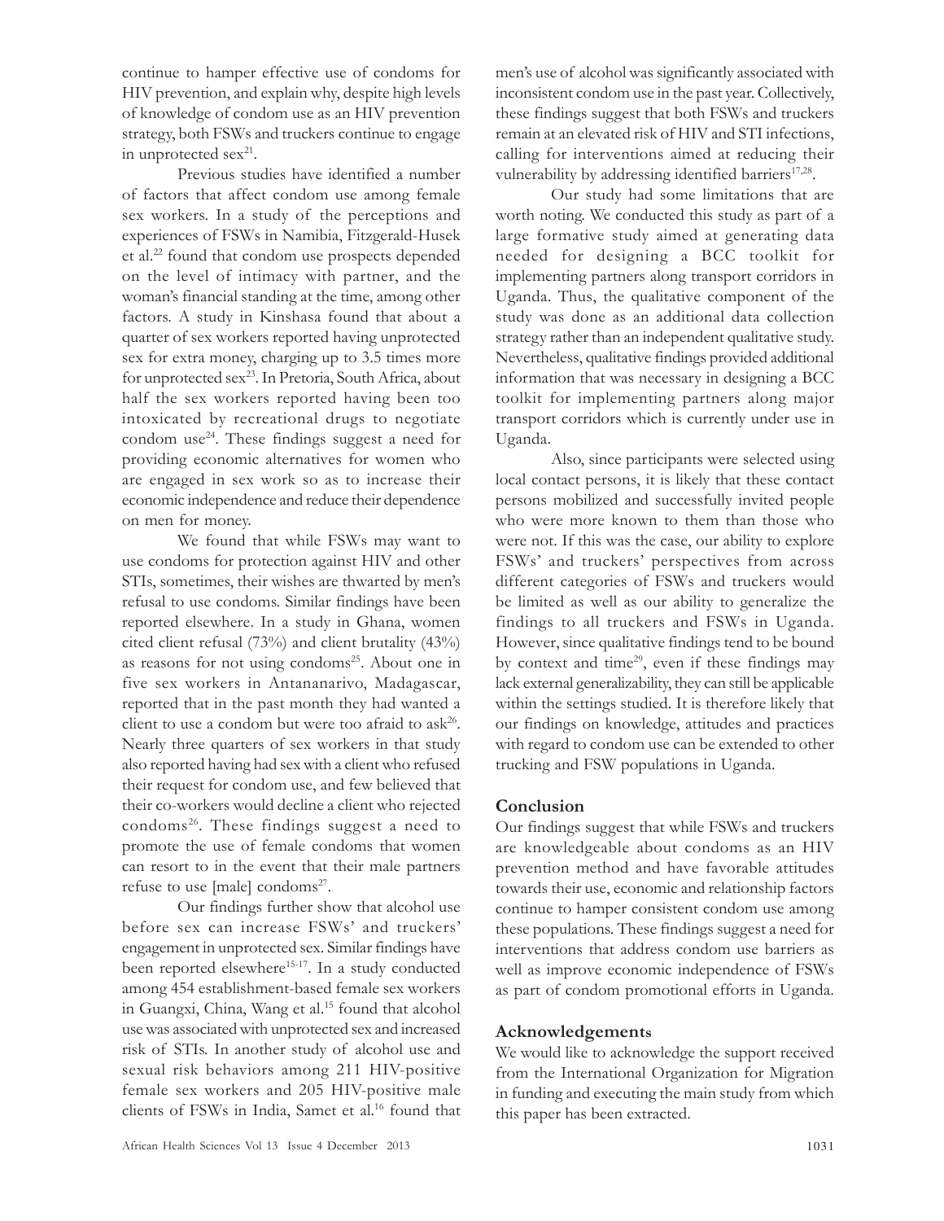continue to hamper effective use of condoms for HIV prevention, and explain why, despite high levels of knowledge of condom use as an HIV prevention strategy, both FSWs and truckers continue to engage in unprotected sex[21].

Previous studies have identified a number of factors that affect condom use among female sex workers. In a study of the perceptions and experiences of FSWs in Namibia, Fitzgerald-Husek et al.[22] found that condom use prospects depended on the level of intimacy with partner, and the woman's financial standing at the time, among other factors. A study in Kinshasa found that about a quarter of sex workers reported having unprotected sex for extra money, charging up to 3.5 times more for unprotected sex[23]. In Pretoria, South Africa, about half the sex workers reported having been too intoxicated by recreational drugs to negotiate condom use[24]. These findings suggest a need for providing economic alternatives for women who are engaged in sex work so as to increase their economic independence and reduce their dependence on men for money.

We found that while FSWs may want to use condoms for protection against HIV and other STIs, sometimes, their wishes are thwarted by men's refusal to use condoms. Similar findings have been reported elsewhere. In a study in Ghana, women cited client refusal (73%) and client brutality (43%) as reasons for not using condoms[25]. About one in five sex workers in Antananarivo, Madagascar, reported that in the past month they had wanted a client to use a condom but were too afraid to ask[26]. Nearly three quarters of sex workers in that study also reported having had sex with a client who refused their request for condom use, and few believed that their co-workers would decline a client who rejected condoms[26]. These findings suggest a need to promote the use of female condoms that women can resort to in the event that their male partners refuse to use [male] condoms[27].

Our findings further show that alcohol use before sex can increase FSWs' and truckers' engagement in unprotected sex. Similar findings have been reported elsewhere[15-17]. In a study conducted among 454 establishment-based female sex workers in Guangxi, China, Wang et al.[15] found that alcohol use was associated with unprotected sex and increased risk of STIs. In another study of alcohol use and sexual risk behaviors among 211 HIV-positive female sex workers and 205 HIV-positive male clients of FSWs in India, Samet et al.[16] found that men's use of alcohol was significantly associated with inconsistent condom use in the past year. Collectively, these findings suggest that both FSWs and truckers remain at an elevated risk of HIV and STI infections, calling for interventions aimed at reducing their vulnerability by addressing identified barriers[17,28].

Our study had some limitations that are worth noting. We conducted this study as part of a large formative study aimed at generating data needed for designing a BCC toolkit for implementing partners along transport corridors in Uganda. Thus, the qualitative component of the study was done as an additional data collection strategy rather than an independent qualitative study. Nevertheless, qualitative findings provided additional information that was necessary in designing a BCC toolkit for implementing partners along major transport corridors which is currently under use in Uganda.

Also, since participants were selected using local contact persons, it is likely that these contact persons mobilized and successfully invited people who were more known to them than those who were not. If this was the case, our ability to explore FSWs' and truckers' perspectives from across different categories of FSWs and truckers would be limited as well as our ability to generalize the findings to all truckers and FSWs in Uganda. However, since qualitative findings tend to be bound by context and time[29], even if these findings may lack external generalizability, they can still be applicable within the settings studied. It is therefore likely that our findings on knowledge, attitudes and practices with regard to condom use can be extended to other trucking and FSW populations in Uganda.

## Conclusion

Our findings suggest that while FSWs and truckers are knowledgeable about condoms as an HIV prevention method and have favorable attitudes towards their use, economic and relationship factors continue to hamper consistent condom use among these populations. These findings suggest a need for interventions that address condom use barriers as well as improve economic independence of FSWs as part of condom promotional efforts in Uganda.

## Acknowledgements

We would like to acknowledge the support received from the International Organization for Migration in funding and executing the main study from which this paper has been extracted.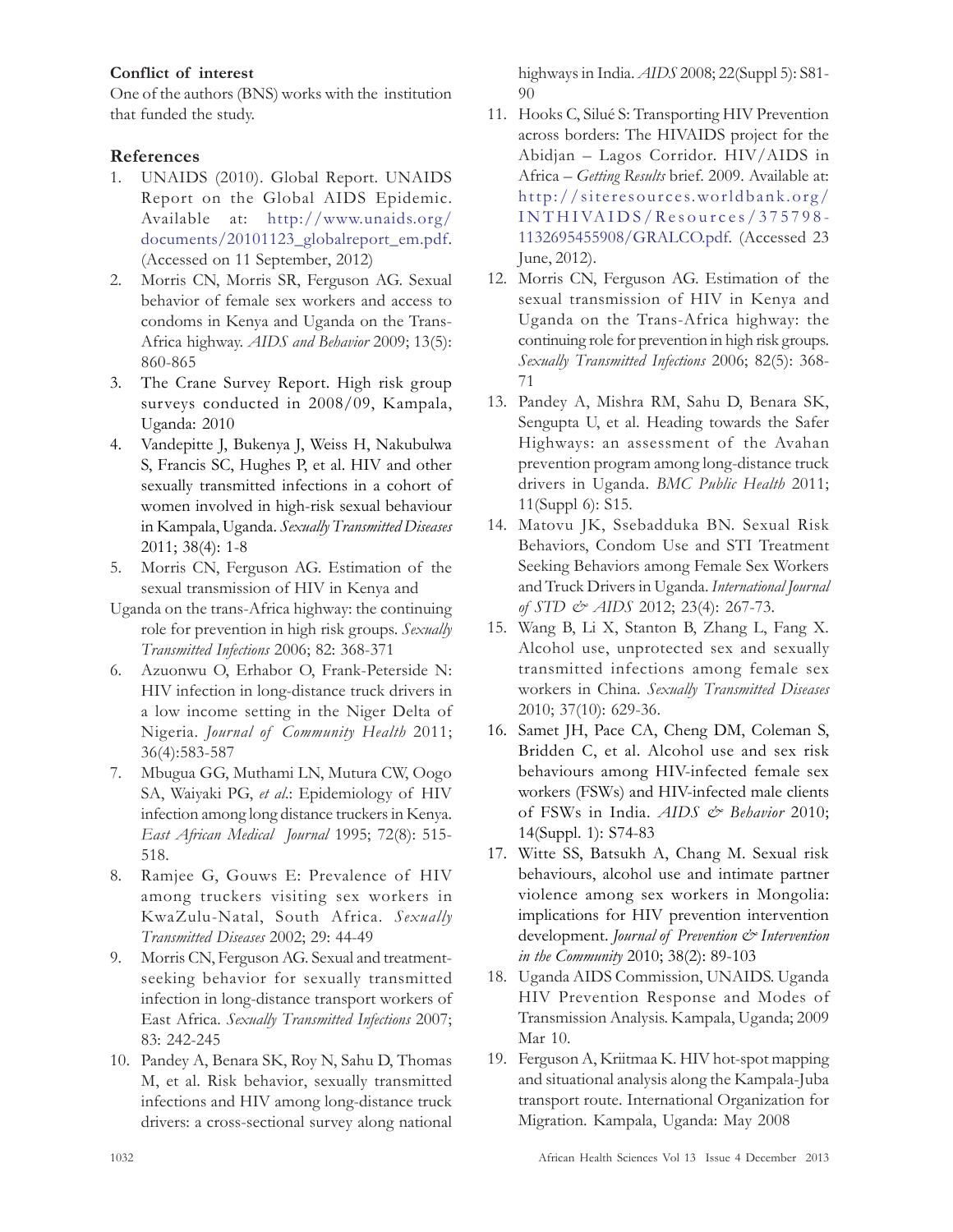**Conflict of interest**

One of the authors (BNS) works with the institution that funded the study.

## References

1. UNAIDS (2010). Global Report. UNAIDS Report on the Global AIDS Epidemic. Available at: http://www.unaids.org/documents/20101123_globalreport_em.pdf. (Accessed on 11 September, 2012)
2. Morris CN, Morris SR, Ferguson AG. Sexual behavior of female sex workers and access to condoms in Kenya and Uganda on the Trans-Africa highway. *AIDS and Behavior* 2009; 13(5): 860-865
3. The Crane Survey Report. High risk group surveys conducted in 2008/09, Kampala, Uganda: 2010
4. Vandepitte J, Bukenya J, Weiss H, Nakubulwa S, Francis SC, Hughes P, et al. HIV and other sexually transmitted infections in a cohort of women involved in high-risk sexual behaviour in Kampala, Uganda. *Sexually Transmitted Diseases* 2011; 38(4): 1-8
5. Morris CN, Ferguson AG. Estimation of the sexual transmission of HIV in Kenya and Uganda on the trans-Africa highway: the continuing role for prevention in high risk groups. *Sexually Transmitted Infections* 2006; 82: 368-371
6. Azuonwu O, Erhabor O, Frank-Peterside N: HIV infection in long-distance truck drivers in a low income setting in the Niger Delta of Nigeria. *Journal of Community Health* 2011; 36(4):583-587
7. Mbugua GG, Muthami LN, Mutura CW, Oogo SA, Waiyaki PG, *et al*.: Epidemiology of HIV infection among long distance truckers in Kenya. *East African Medical Journal* 1995; 72(8): 515-518.
8. Ramjee G, Gouws E: Prevalence of HIV among truckers visiting sex workers in KwaZulu-Natal, South Africa. *Sexually Transmitted Diseases* 2002; 29: 44-49
9. Morris CN, Ferguson AG. Sexual and treatment-seeking behavior for sexually transmitted infection in long-distance transport workers of East Africa. *Sexually Transmitted Infections* 2007; 83: 242-245
10. Pandey A, Benara SK, Roy N, Sahu D, Thomas M, et al. Risk behavior, sexually transmitted infections and HIV among long-distance truck drivers: a cross-sectional survey along national highways in India. *AIDS* 2008; 22(Suppl 5): S81-90
11. Hooks C, Silué S: Transporting HIV Prevention across borders: The HIVAIDS project for the Abidjan – Lagos Corridor. HIV/AIDS in Africa – *Getting Results* brief. 2009. Available at: http://siteresources.worldbank.org/INTHIVAIDS/Resources/375798-1132695455908/GRALCO.pdf. (Accessed 23 June, 2012).
12. Morris CN, Ferguson AG. Estimation of the sexual transmission of HIV in Kenya and Uganda on the Trans-Africa highway: the continuing role for prevention in high risk groups. *Sexually Transmitted Infections* 2006; 82(5): 368-71
13. Pandey A, Mishra RM, Sahu D, Benara SK, Sengupta U, et al. Heading towards the Safer Highways: an assessment of the Avahan prevention program among long-distance truck drivers in Uganda. *BMC Public Health* 2011; 11(Suppl 6): S15.
14. Matovu JK, Ssebadduka BN. Sexual Risk Behaviors, Condom Use and STI Treatment Seeking Behaviors among Female Sex Workers and Truck Drivers in Uganda. *International Journal of STD & AIDS* 2012; 23(4): 267-73.
15. Wang B, Li X, Stanton B, Zhang L, Fang X. Alcohol use, unprotected sex and sexually transmitted infections among female sex workers in China. *Sexually Transmitted Diseases* 2010; 37(10): 629-36.
16. Samet JH, Pace CA, Cheng DM, Coleman S, Bridden C, et al. Alcohol use and sex risk behaviours among HIV-infected female sex workers (FSWs) and HIV-infected male clients of FSWs in India. *AIDS & Behavior* 2010; 14(Suppl. 1): S74-83
17. Witte SS, Batsukh A, Chang M. Sexual risk behaviours, alcohol use and intimate partner violence among sex workers in Mongolia: implications for HIV prevention intervention development. *Journal of Prevention & Intervention in the Community* 2010; 38(2): 89-103
18. Uganda AIDS Commission, UNAIDS. Uganda HIV Prevention Response and Modes of Transmission Analysis. Kampala, Uganda; 2009 Mar 10.
19. Ferguson A, Kriitmaa K. HIV hot-spot mapping and situational analysis along the Kampala-Juba transport route. International Organization for Migration. Kampala, Uganda: May 2008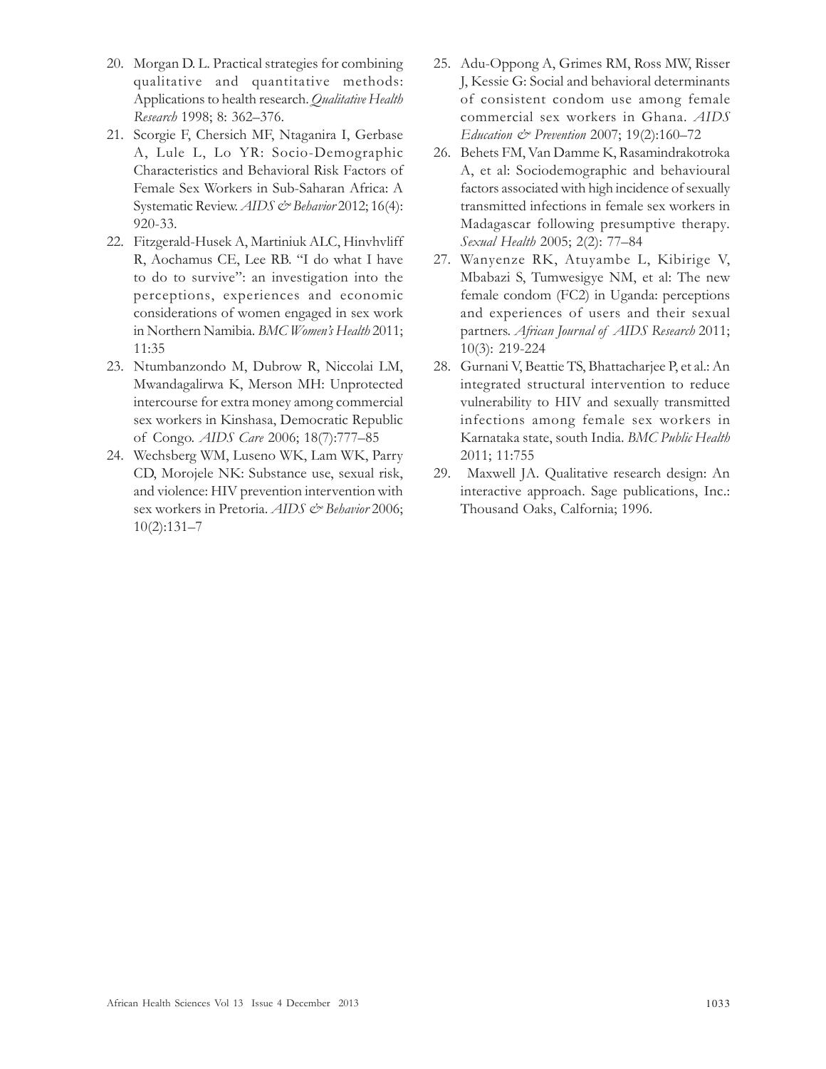20. Morgan D. L. Practical strategies for combining qualitative and quantitative methods: Applications to health research. *Qualitative Health Research* 1998; 8: 362–376.
21. Scorgie F, Chersich MF, Ntaganira I, Gerbase A, Lule L, Lo YR: Socio-Demographic Characteristics and Behavioral Risk Factors of Female Sex Workers in Sub-Saharan Africa: A Systematic Review. *AIDS & Behavior* 2012; 16(4): 920-33.
22. Fitzgerald-Husek A, Martiniuk ALC, Hinvhvliff R, Aochamus CE, Lee RB. "I do what I have to do to survive": an investigation into the perceptions, experiences and economic considerations of women engaged in sex work in Northern Namibia. *BMC Women's Health* 2011; 11:35
23. Ntumbanzondo M, Dubrow R, Niccolai LM, Mwandagalirwa K, Merson MH: Unprotected intercourse for extra money among commercial sex workers in Kinshasa, Democratic Republic of Congo. *AIDS Care* 2006; 18(7):777–85
24. Wechsberg WM, Luseno WK, Lam WK, Parry CD, Morojele NK: Substance use, sexual risk, and violence: HIV prevention intervention with sex workers in Pretoria. *AIDS & Behavior* 2006; 10(2):131–7
25. Adu-Oppong A, Grimes RM, Ross MW, Risser J, Kessie G: Social and behavioral determinants of consistent condom use among female commercial sex workers in Ghana. *AIDS Education & Prevention* 2007; 19(2):160–72
26. Behets FM, Van Damme K, Rasamindrakotroka A, et al: Sociodemographic and behavioural factors associated with high incidence of sexually transmitted infections in female sex workers in Madagascar following presumptive therapy. *Sexual Health* 2005; 2(2): 77–84
27. Wanyenze RK, Atuyambe L, Kibirige V, Mbabazi S, Tumwesigye NM, et al: The new female condom (FC2) in Uganda: perceptions and experiences of users and their sexual partners. *African Journal of AIDS Research* 2011; 10(3): 219-224
28. Gurnani V, Beattie TS, Bhattacharjee P, et al.: An integrated structural intervention to reduce vulnerability to HIV and sexually transmitted infections among female sex workers in Karnataka state, south India. *BMC Public Health* 2011; 11:755
29. Maxwell JA. Qualitative research design: An interactive approach. Sage publications, Inc.: Thousand Oaks, Calfornia; 1996.